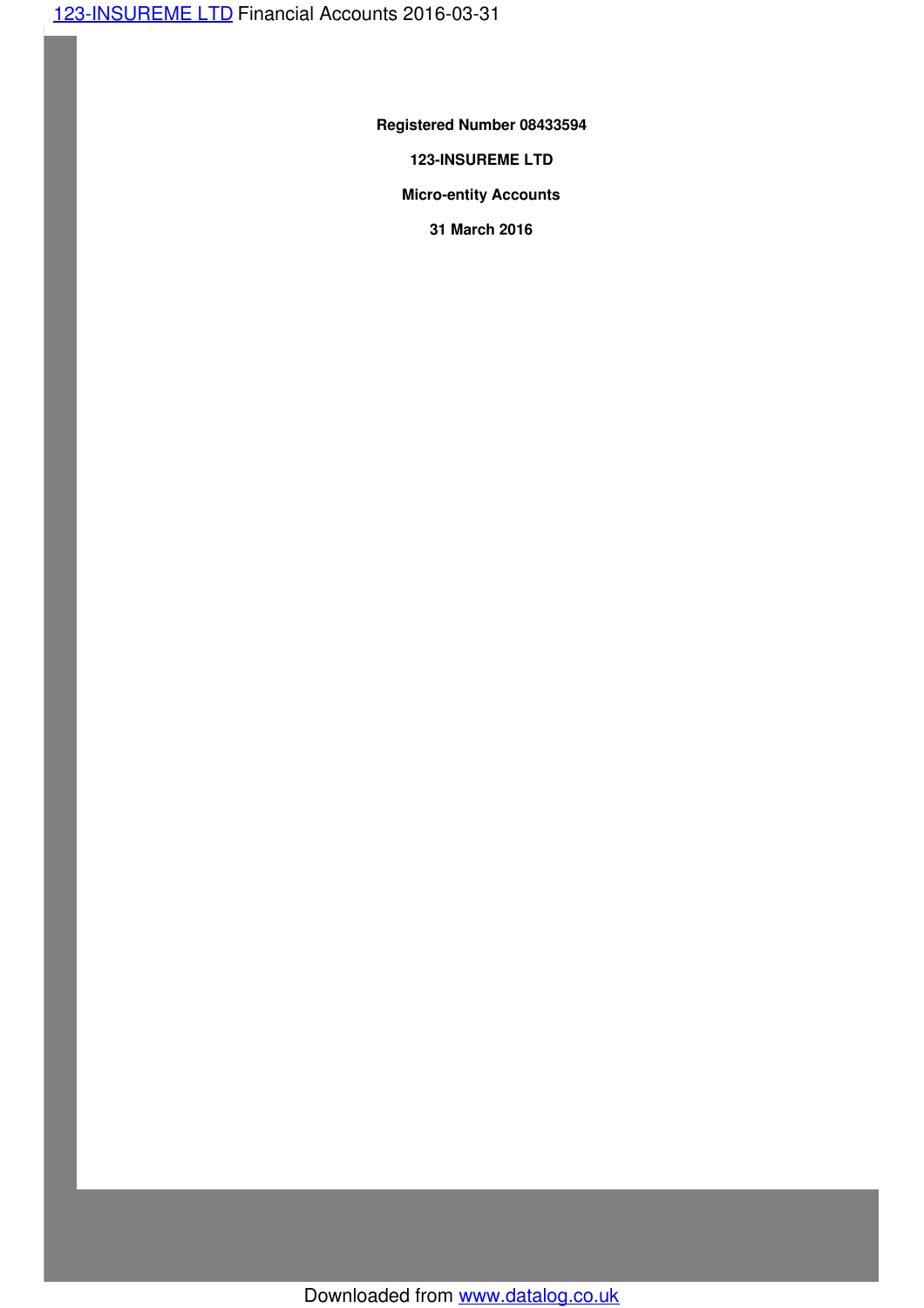**Registered Number 08433594**

**123-INSUREME LTD**

**Micro-entity Accounts**

**31 March 2016**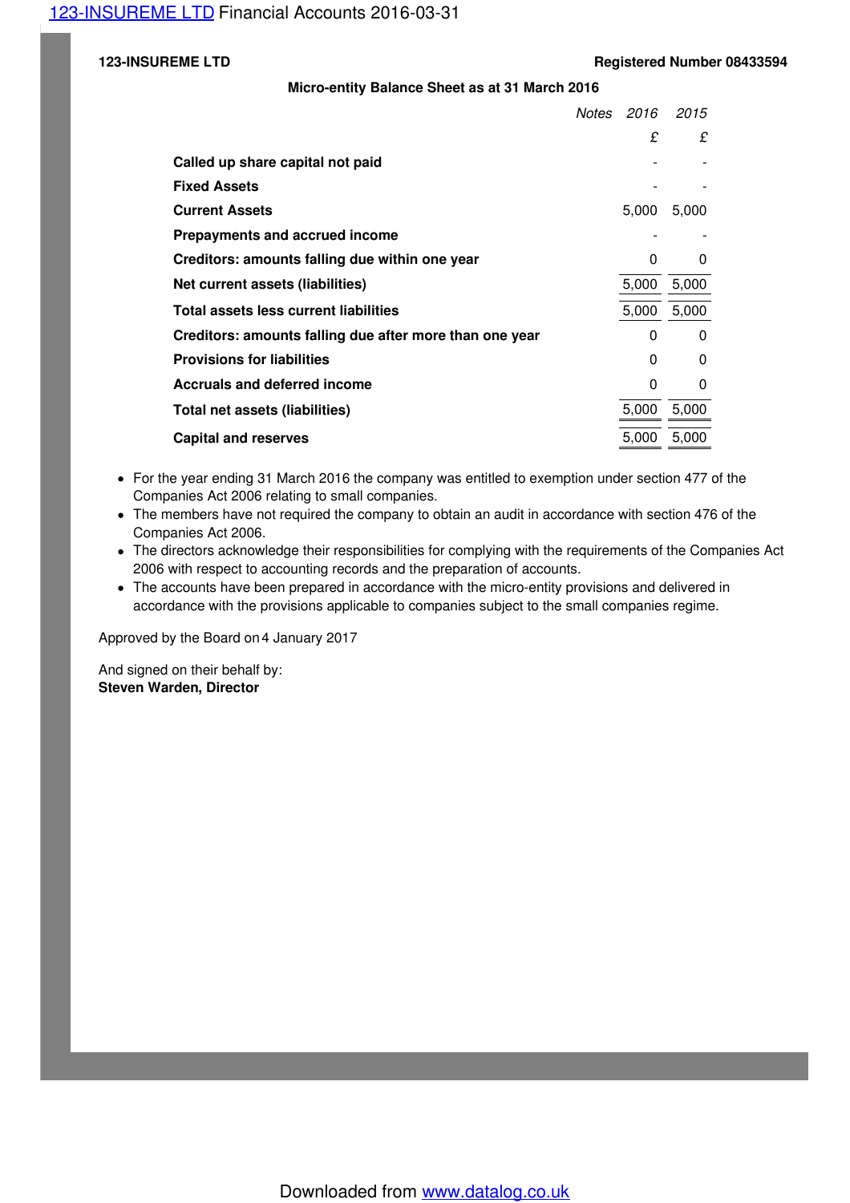**123-INSUREME LTD** **Registered Number 08433594**

**Micro-entity Balance Sheet as at 31 March 2016**

| | *Notes* | *2016* | *2015* |
|---|---|---|---|
| | | *£* | *£* |
| **Called up share capital not paid** | | - | - |
| **Fixed Assets** | | - | - |
| **Current Assets** | | 5,000 | 5,000 |
| **Prepayments and accrued income** | | - | - |
| **Creditors: amounts falling due within one year** | | 0 | 0 |
| **Net current assets (liabilities)** | | 5,000 | 5,000 |
| **Total assets less current liabilities** | | 5,000 | 5,000 |
| **Creditors: amounts falling due after more than one year** | | 0 | 0 |
| **Provisions for liabilities** | | 0 | 0 |
| **Accruals and deferred income** | | 0 | 0 |
| **Total net assets (liabilities)** | | 5,000 | 5,000 |
| **Capital and reserves** | | 5,000 | 5,000 |

- For the year ending 31 March 2016 the company was entitled to exemption under section 477 of the Companies Act 2006 relating to small companies.
- The members have not required the company to obtain an audit in accordance with section 476 of the Companies Act 2006.
- The directors acknowledge their responsibilities for complying with the requirements of the Companies Act 2006 with respect to accounting records and the preparation of accounts.
- The accounts have been prepared in accordance with the micro-entity provisions and delivered in accordance with the provisions applicable to companies subject to the small companies regime.

Approved by the Board on 4 January 2017

And signed on their behalf by:
**Steven Warden, Director**